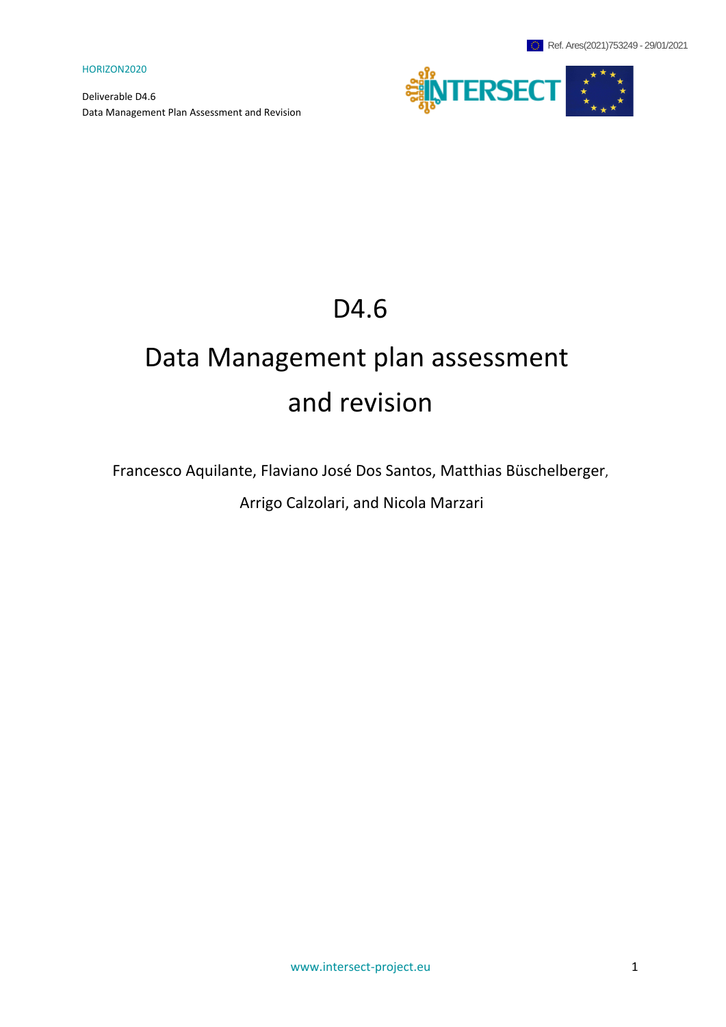Ref. Ares(2021)753249 - 29/01/2021

HORIZON2020

Deliverable D4.6
Data Management Plan Assessment and Revision

# D4.6

# Data Management plan assessment and revision

Francesco Aquilante, Flaviano José Dos Santos, Matthias Büschelberger, Arrigo Calzolari, and Nicola Marzari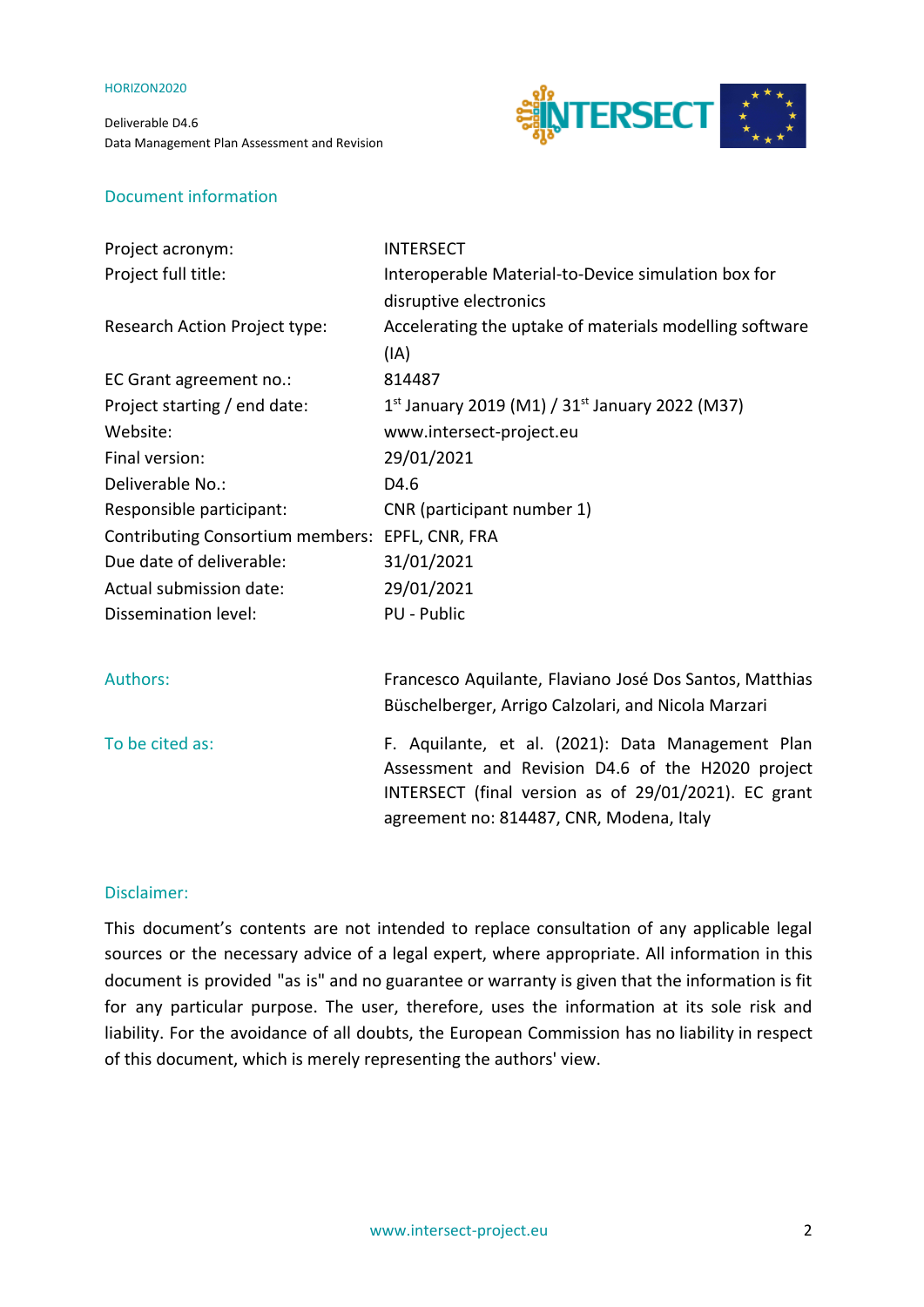## Document information

| | |
|---|---|
| Project acronym: | INTERSECT |
| Project full title: | Interoperable Material-to-Device simulation box for disruptive electronics |
| Research Action Project type: | Accelerating the uptake of materials modelling software (IA) |
| EC Grant agreement no.: | 814487 |
| Project starting / end date: | 1st January 2019 (M1) / 31st January 2022 (M37) |
| Website: | www.intersect-project.eu |
| Final version: | 29/01/2021 |
| Deliverable No.: | D4.6 |
| Responsible participant: | CNR (participant number 1) |
| Contributing Consortium members: | EPFL, CNR, FRA |
| Due date of deliverable: | 31/01/2021 |
| Actual submission date: | 29/01/2021 |
| Dissemination level: | PU - Public |

| | |
|---|---|
| Authors: | Francesco Aquilante, Flaviano José Dos Santos, Matthias Büschelberger, Arrigo Calzolari, and Nicola Marzari |
| To be cited as: | F. Aquilante, et al. (2021): Data Management Plan Assessment and Revision D4.6 of the H2020 project INTERSECT (final version as of 29/01/2021). EC grant agreement no: 814487, CNR, Modena, Italy |

## Disclaimer:

This document's contents are not intended to replace consultation of any applicable legal sources or the necessary advice of a legal expert, where appropriate. All information in this document is provided "as is" and no guarantee or warranty is given that the information is fit for any particular purpose. The user, therefore, uses the information at its sole risk and liability. For the avoidance of all doubts, the European Commission has no liability in respect of this document, which is merely representing the authors' view.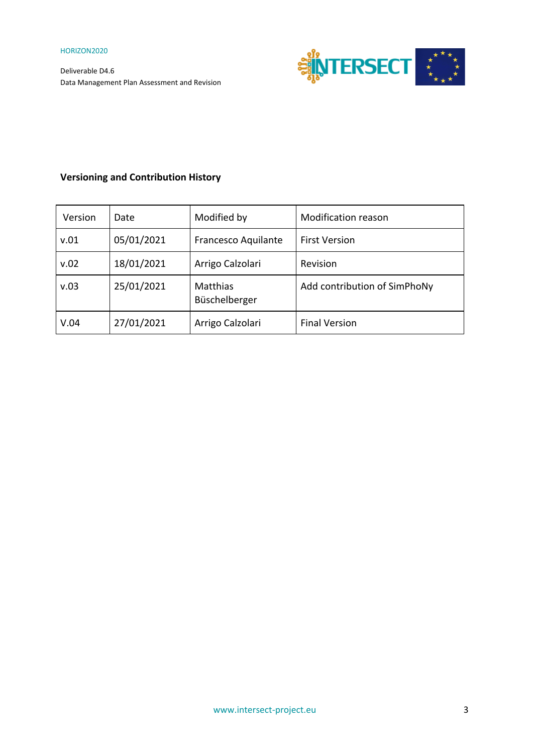**Versioning and Contribution History**

| Version | Date | Modified by | Modification reason |
|---|---|---|---|
| v.01 | 05/01/2021 | Francesco Aquilante | First Version |
| v.02 | 18/01/2021 | Arrigo Calzolari | Revision |
| v.03 | 25/01/2021 | Matthias Büschelberger | Add contribution of SimPhoNy |
| V.04 | 27/01/2021 | Arrigo Calzolari | Final Version |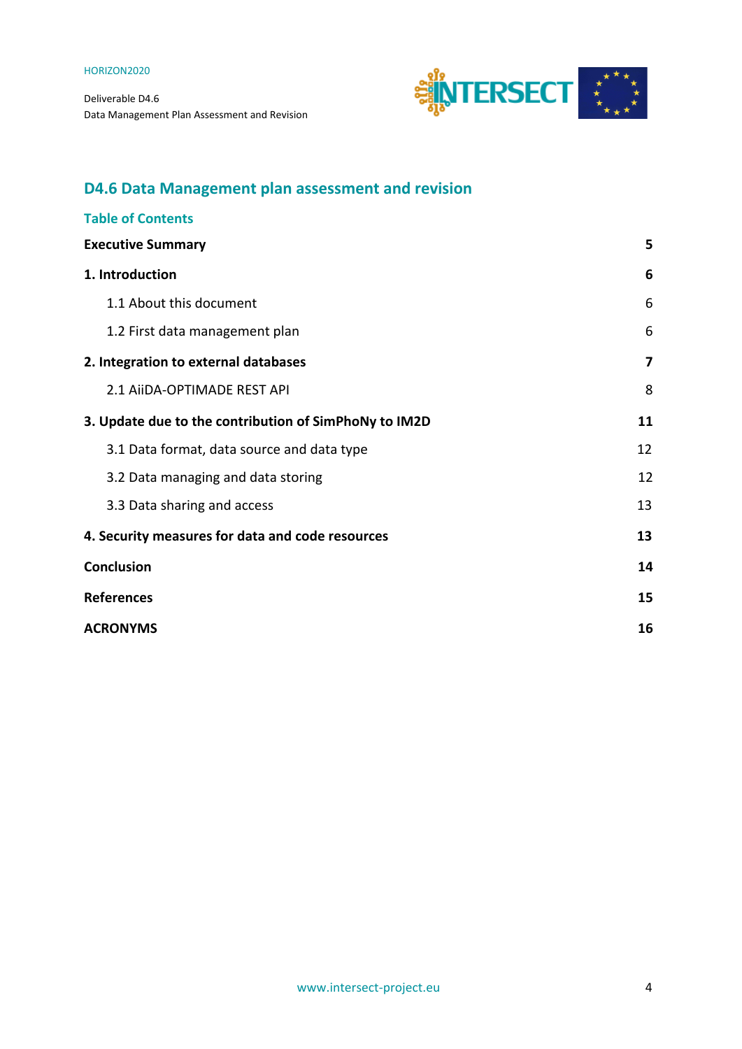## D4.6 Data Management plan assessment and revision

### Table of Contents

| | |
|---|---|
| **Executive Summary** | **5** |
| **1. Introduction** | **6** |
| 1.1 About this document | 6 |
| 1.2 First data management plan | 6 |
| **2. Integration to external databases** | **7** |
| 2.1 AiiDA-OPTIMADE REST API | 8 |
| **3. Update due to the contribution of SimPhoNy to IM2D** | **11** |
| 3.1 Data format, data source and data type | 12 |
| 3.2 Data managing and data storing | 12 |
| 3.3 Data sharing and access | 13 |
| **4. Security measures for data and code resources** | **13** |
| **Conclusion** | **14** |
| **References** | **15** |
| **ACRONYMS** | **16** |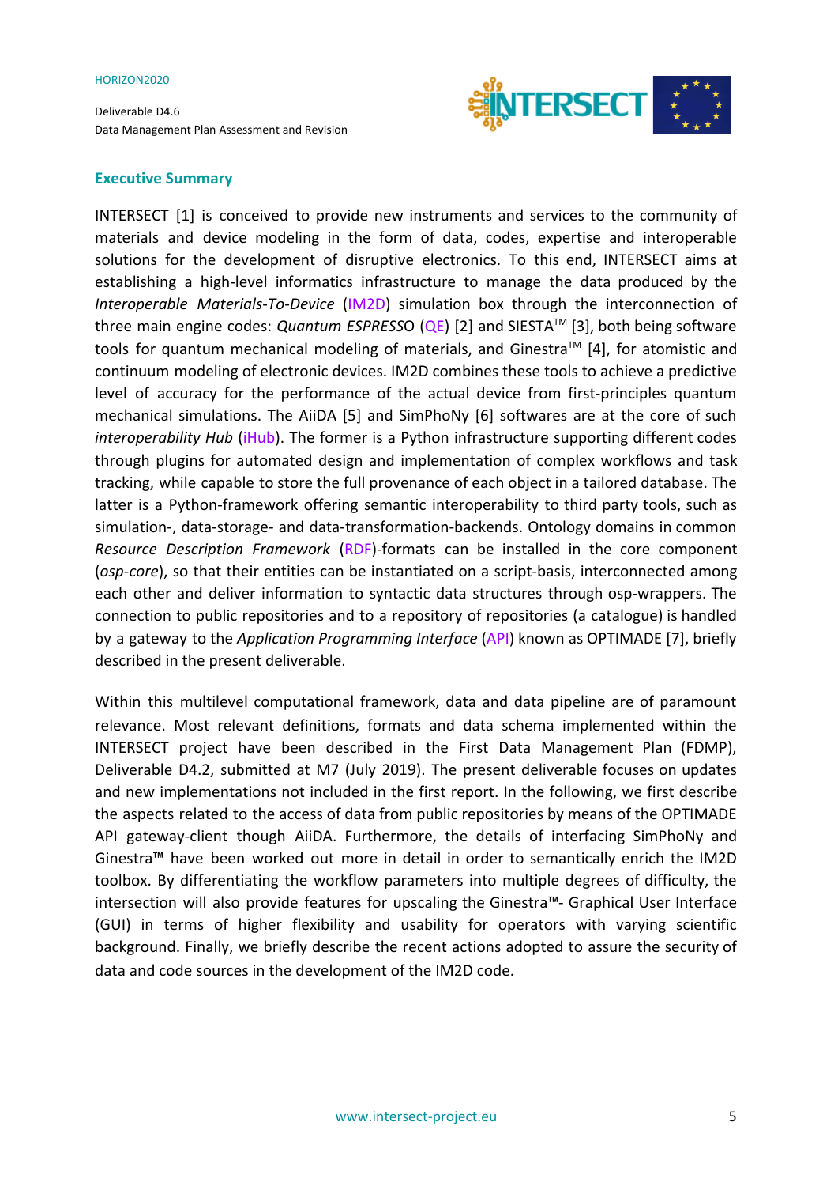## Executive Summary

INTERSECT [1] is conceived to provide new instruments and services to the community of materials and device modeling in the form of data, codes, expertise and interoperable solutions for the development of disruptive electronics. To this end, INTERSECT aims at establishing a high-level informatics infrastructure to manage the data produced by the *Interoperable Materials-To-Device* (IM2D) simulation box through the interconnection of three main engine codes: *Quantum ESPRESSO* (QE) [2] and SIESTA™ [3], both being software tools for quantum mechanical modeling of materials, and Ginestra™ [4], for atomistic and continuum modeling of electronic devices. IM2D combines these tools to achieve a predictive level of accuracy for the performance of the actual device from first-principles quantum mechanical simulations. The AiiDA [5] and SimPhoNy [6] softwares are at the core of such *interoperability Hub* (iHub). The former is a Python infrastructure supporting different codes through plugins for automated design and implementation of complex workflows and task tracking, while capable to store the full provenance of each object in a tailored database. The latter is a Python-framework offering semantic interoperability to third party tools, such as simulation-, data-storage- and data-transformation-backends. Ontology domains in common *Resource Description Framework* (RDF)-formats can be installed in the core component (*osp-core*), so that their entities can be instantiated on a script-basis, interconnected among each other and deliver information to syntactic data structures through osp-wrappers. The connection to public repositories and to a repository of repositories (a catalogue) is handled by a gateway to the *Application Programming Interface* (API) known as OPTIMADE [7], briefly described in the present deliverable.

Within this multilevel computational framework, data and data pipeline are of paramount relevance. Most relevant definitions, formats and data schema implemented within the INTERSECT project have been described in the First Data Management Plan (FDMP), Deliverable D4.2, submitted at M7 (July 2019). The present deliverable focuses on updates and new implementations not included in the first report. In the following, we first describe the aspects related to the access of data from public repositories by means of the OPTIMADE API gateway-client though AiiDA. Furthermore, the details of interfacing SimPhoNy and Ginestra™ have been worked out more in detail in order to semantically enrich the IM2D toolbox. By differentiating the workflow parameters into multiple degrees of difficulty, the intersection will also provide features for upscaling the Ginestra™- Graphical User Interface (GUI) in terms of higher flexibility and usability for operators with varying scientific background. Finally, we briefly describe the recent actions adopted to assure the security of data and code sources in the development of the IM2D code.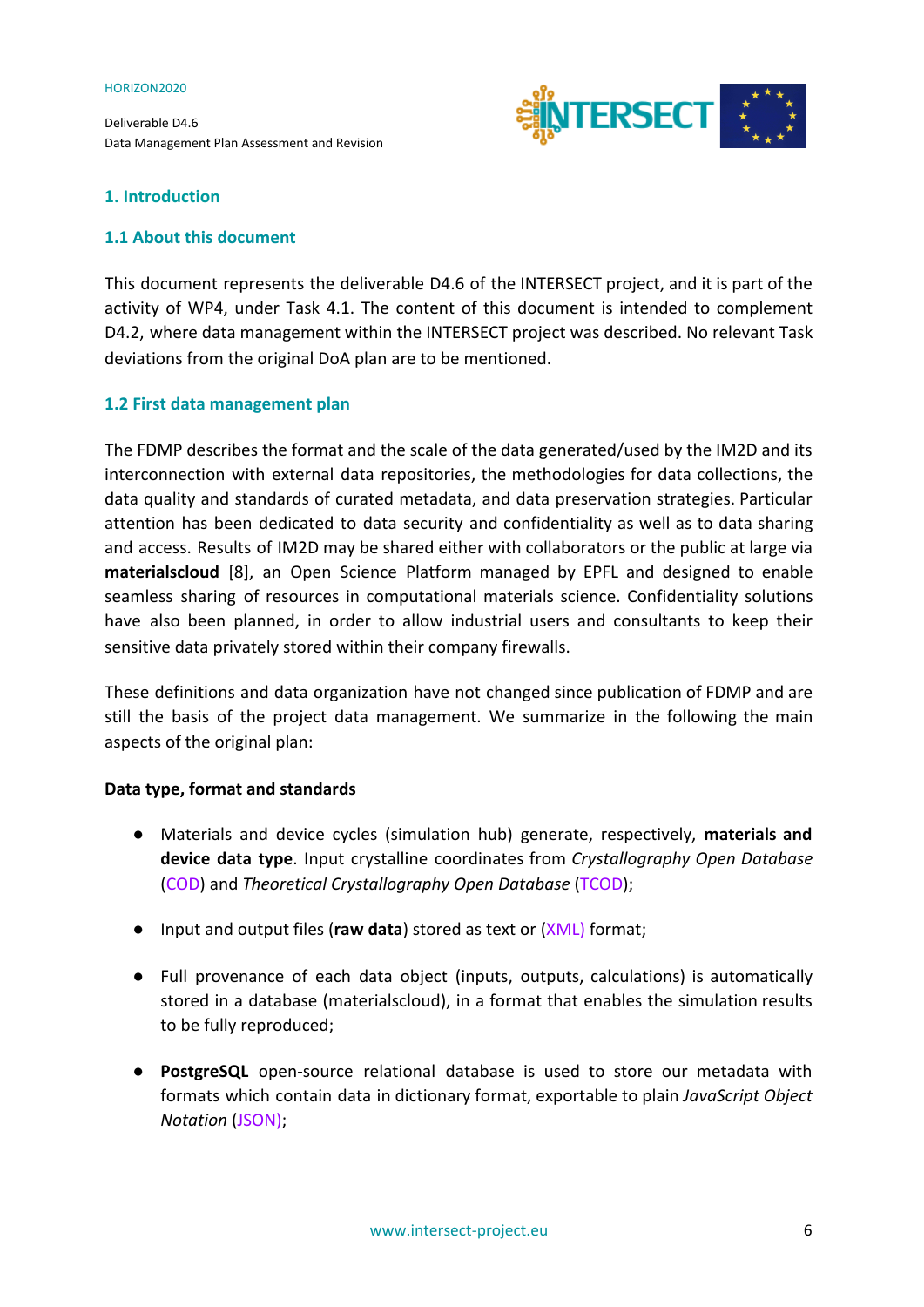# 1. Introduction

## 1.1 About this document

This document represents the deliverable D4.6 of the INTERSECT project, and it is part of the activity of WP4, under Task 4.1. The content of this document is intended to complement D4.2, where data management within the INTERSECT project was described. No relevant Task deviations from the original DoA plan are to be mentioned.

## 1.2 First data management plan

The FDMP describes the format and the scale of the data generated/used by the IM2D and its interconnection with external data repositories, the methodologies for data collections, the data quality and standards of curated metadata, and data preservation strategies. Particular attention has been dedicated to data security and confidentiality as well as to data sharing and access. Results of IM2D may be shared either with collaborators or the public at large via **materialscloud** [8], an Open Science Platform managed by EPFL and designed to enable seamless sharing of resources in computational materials science. Confidentiality solutions have also been planned, in order to allow industrial users and consultants to keep their sensitive data privately stored within their company firewalls.

These definitions and data organization have not changed since publication of FDMP and are still the basis of the project data management. We summarize in the following the main aspects of the original plan:

**Data type, format and standards**

- Materials and device cycles (simulation hub) generate, respectively, **materials and device data type**. Input crystalline coordinates from *Crystallography Open Database* (COD) and *Theoretical Crystallography Open Database* (TCOD);
- Input and output files (**raw data**) stored as text or (XML) format;
- Full provenance of each data object (inputs, outputs, calculations) is automatically stored in a database (materialscloud), in a format that enables the simulation results to be fully reproduced;
- **PostgreSQL** open-source relational database is used to store our metadata with formats which contain data in dictionary format, exportable to plain *JavaScript Object Notation* (JSON);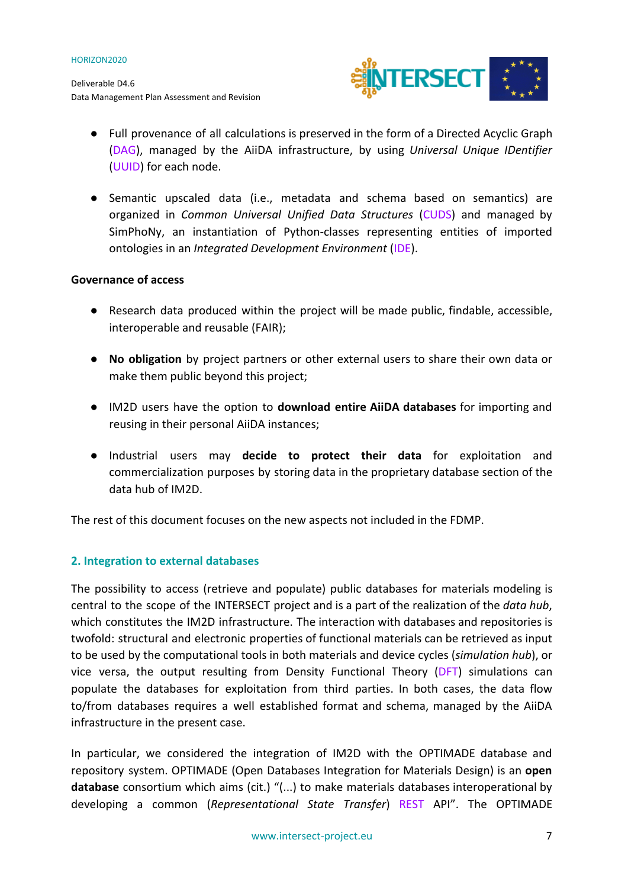- Full provenance of all calculations is preserved in the form of a Directed Acyclic Graph (DAG), managed by the AiiDA infrastructure, by using *Universal Unique IDentifier* (UUID) for each node.

- Semantic upscaled data (i.e., metadata and schema based on semantics) are organized in *Common Universal Unified Data Structures* (CUDS) and managed by SimPhoNy, an instantiation of Python-classes representing entities of imported ontologies in an *Integrated Development Environment* (IDE).

**Governance of access**

- Research data produced within the project will be made public, findable, accessible, interoperable and reusable (FAIR);

- **No obligation** by project partners or other external users to share their own data or make them public beyond this project;

- IM2D users have the option to **download entire AiiDA databases** for importing and reusing in their personal AiiDA instances;

- Industrial users may **decide to protect their data** for exploitation and commercialization purposes by storing data in the proprietary database section of the data hub of IM2D.

The rest of this document focuses on the new aspects not included in the FDMP.

## 2. Integration to external databases

The possibility to access (retrieve and populate) public databases for materials modeling is central to the scope of the INTERSECT project and is a part of the realization of the *data hub*, which constitutes the IM2D infrastructure. The interaction with databases and repositories is twofold: structural and electronic properties of functional materials can be retrieved as input to be used by the computational tools in both materials and device cycles (*simulation hub*), or vice versa, the output resulting from Density Functional Theory (DFT) simulations can populate the databases for exploitation from third parties. In both cases, the data flow to/from databases requires a well established format and schema, managed by the AiiDA infrastructure in the present case.

In particular, we considered the integration of IM2D with the OPTIMADE database and repository system. OPTIMADE (Open Databases Integration for Materials Design) is an **open database** consortium which aims (cit.) “(...) to make materials databases interoperational by developing a common (*Representational State Transfer*) REST API”. The OPTIMADE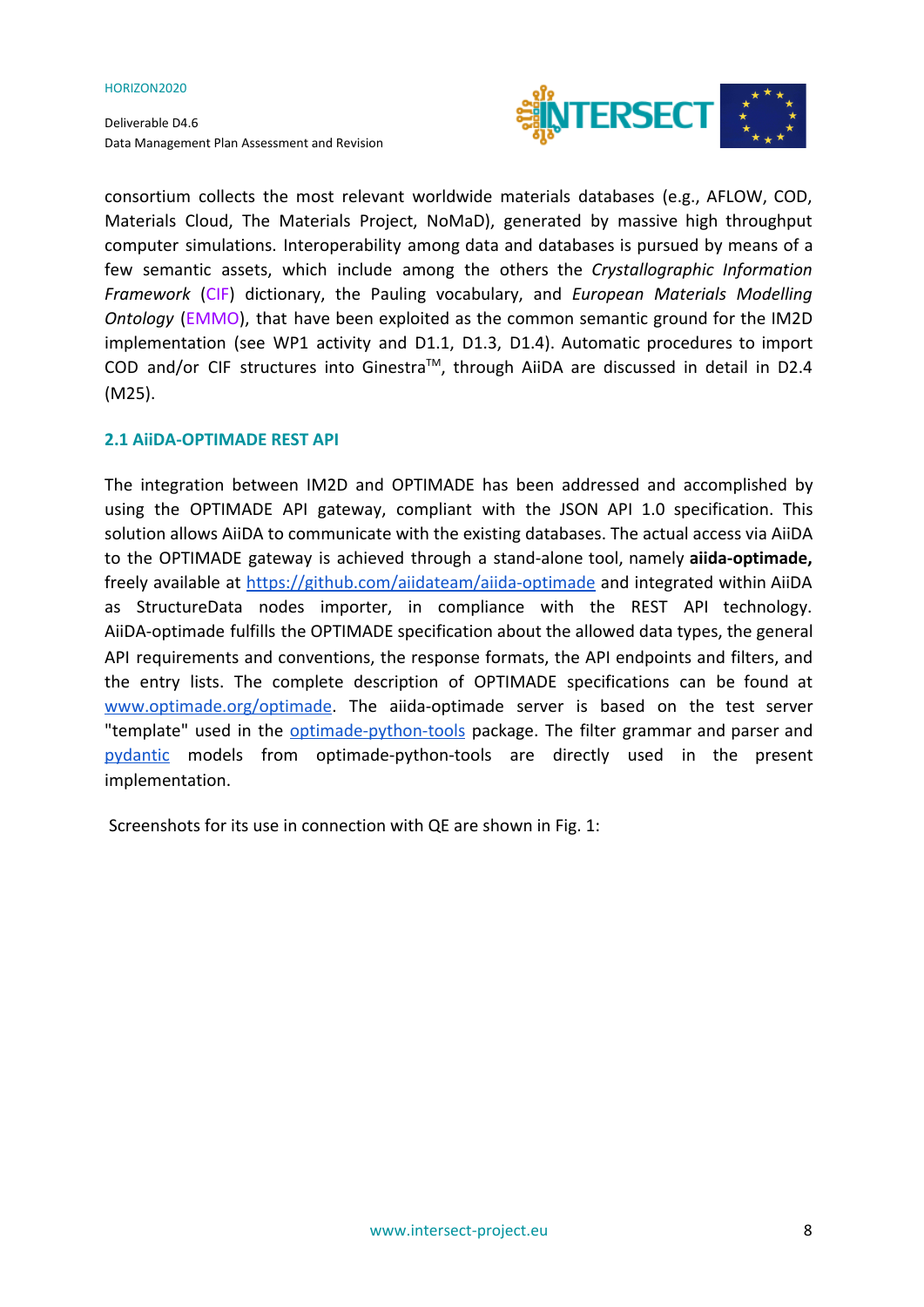consortium collects the most relevant worldwide materials databases (e.g., AFLOW, COD, Materials Cloud, The Materials Project, NoMaD), generated by massive high throughput computer simulations. Interoperability among data and databases is pursued by means of a few semantic assets, which include among the others the *Crystallographic Information Framework* (CIF) dictionary, the Pauling vocabulary, and *European Materials Modelling Ontology* (EMMO), that have been exploited as the common semantic ground for the IM2D implementation (see WP1 activity and D1.1, D1.3, D1.4). Automatic procedures to import COD and/or CIF structures into Ginestra™, through AiiDA are discussed in detail in D2.4 (M25).

## 2.1 AiiDA-OPTIMADE REST API

The integration between IM2D and OPTIMADE has been addressed and accomplished by using the OPTIMADE API gateway, compliant with the JSON API 1.0 specification. This solution allows AiiDA to communicate with the existing databases. The actual access via AiiDA to the OPTIMADE gateway is achieved through a stand-alone tool, namely **aiida-optimade,** freely available at https://github.com/aiidateam/aiida-optimade and integrated within AiiDA as StructureData nodes importer, in compliance with the REST API technology. AiiDA-optimade fulfills the OPTIMADE specification about the allowed data types, the general API requirements and conventions, the response formats, the API endpoints and filters, and the entry lists. The complete description of OPTIMADE specifications can be found at www.optimade.org/optimade. The aiida-optimade server is based on the test server "template" used in the optimade-python-tools package. The filter grammar and parser and pydantic models from optimade-python-tools are directly used in the present implementation.

Screenshots for its use in connection with QE are shown in Fig. 1: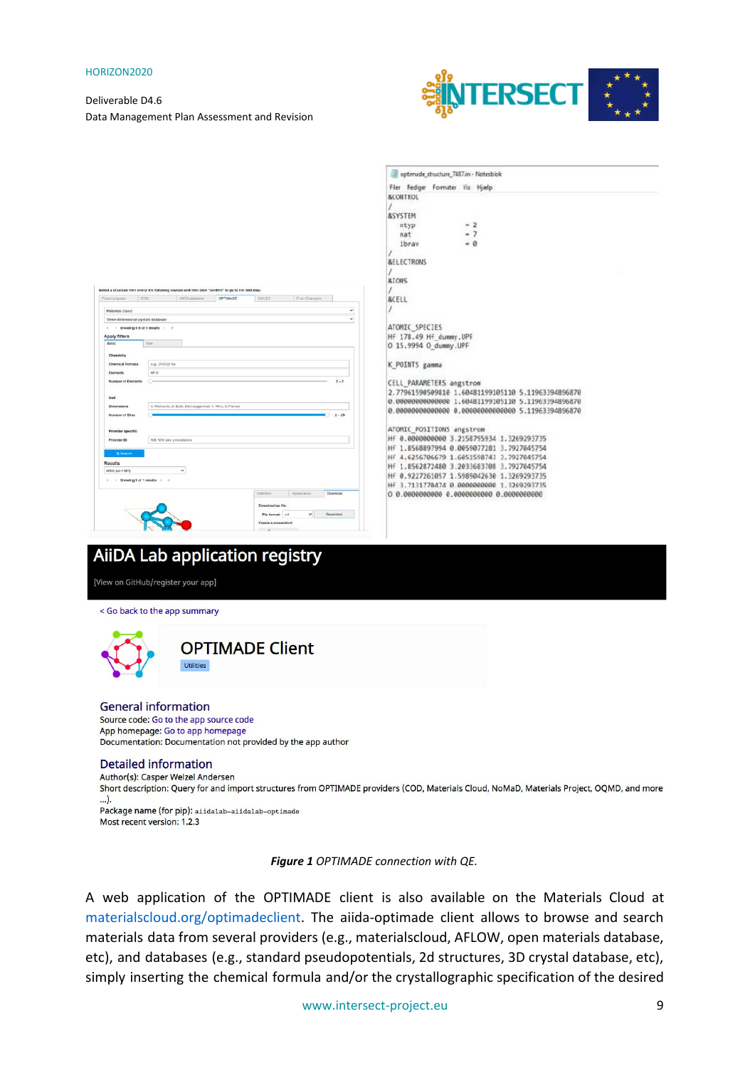AiiDA Lab application registry

[View on GitHub/register your app]

< Go back to the app summary

## OPTIMADE Client

Utilities

### General information

Source code: Go to the app source code
App homepage: Go to app homepage
Documentation: Documentation not provided by the app author

### Detailed information

Author(s): Casper Welzel Andersen
Short description: Query for and import structures from OPTIMADE providers (COD, Materials Cloud, NoMaD, Materials Project, OQMD, and more ...).
Package name (for pip): `aiidalab-aiidalab-optimade`
Most recent version: 1.2.3

***Figure 1** OPTIMADE connection with QE.*

A web application of the OPTIMADE client is also available on the Materials Cloud at materialscloud.org/optimadeclient. The aiida-optimade client allows to browse and search materials data from several providers (e.g., materialscloud, AFLOW, open materials database, etc), and databases (e.g., standard pseudopotentials, 2d structures, 3D crystal database, etc), simply inserting the chemical formula and/or the crystallographic specification of the desired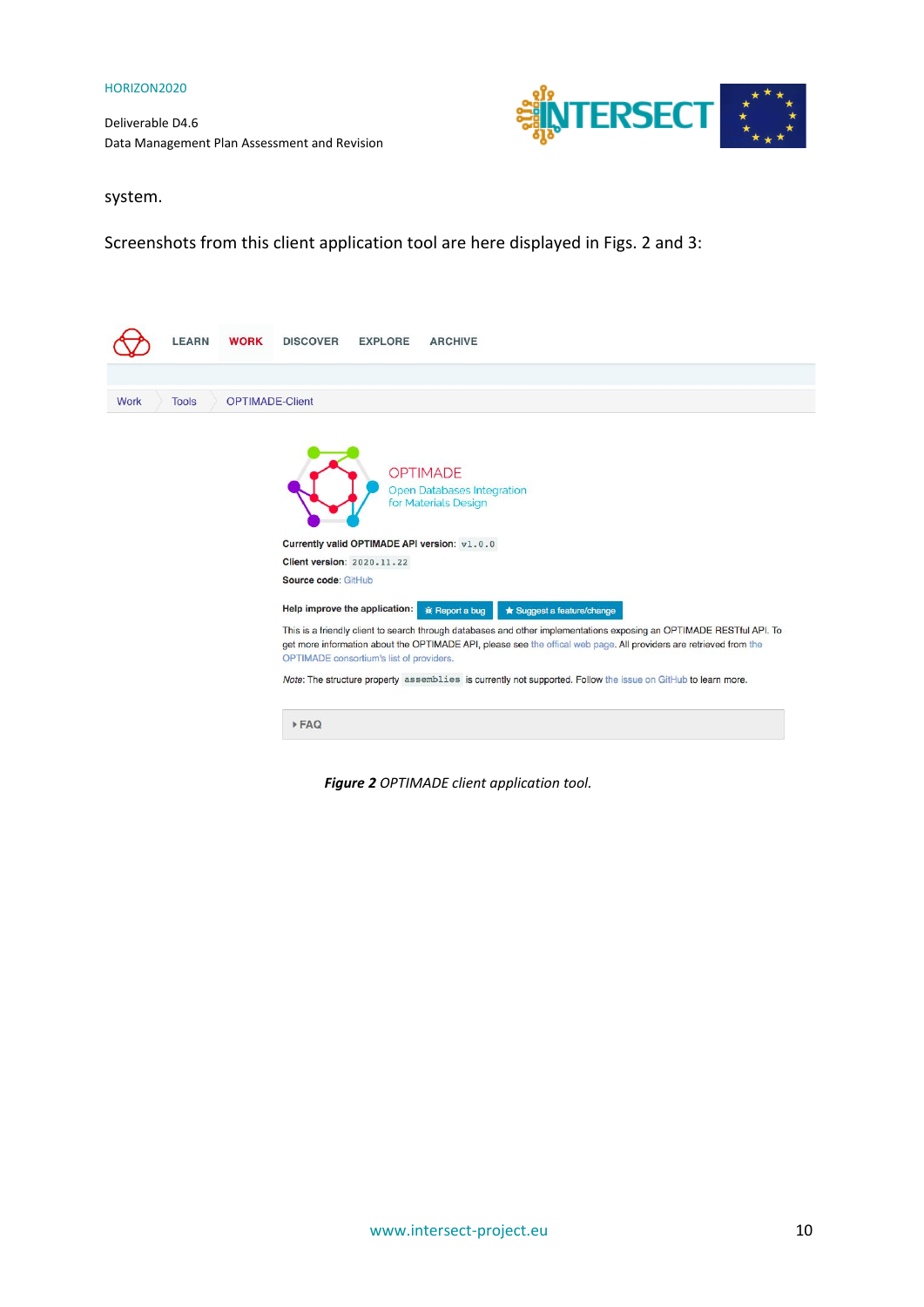system.

Screenshots from this client application tool are here displayed in Figs. 2 and 3:

LEARN WORK DISCOVER EXPLORE ARCHIVE

Work > Tools > OPTIMADE-Client

OPTIMADE
Open Databases Integration for Materials Design

**Currently valid OPTIMADE API version:** `v1.0.0`

**Client version:** `2020.11.22`

**Source code:** GitHub

**Help improve the application:** Report a bug | Suggest a feature/change

This is a friendly client to search through databases and other implementations exposing an OPTIMADE RESTful API. To get more information about the OPTIMADE API, please see the offical web page. All providers are retrieved from the OPTIMADE consortium's list of providers.

*Note*: The structure property `assemblies` is currently not supported. Follow the issue on GitHub to learn more.

▸ FAQ

***Figure 2** OPTIMADE client application tool.*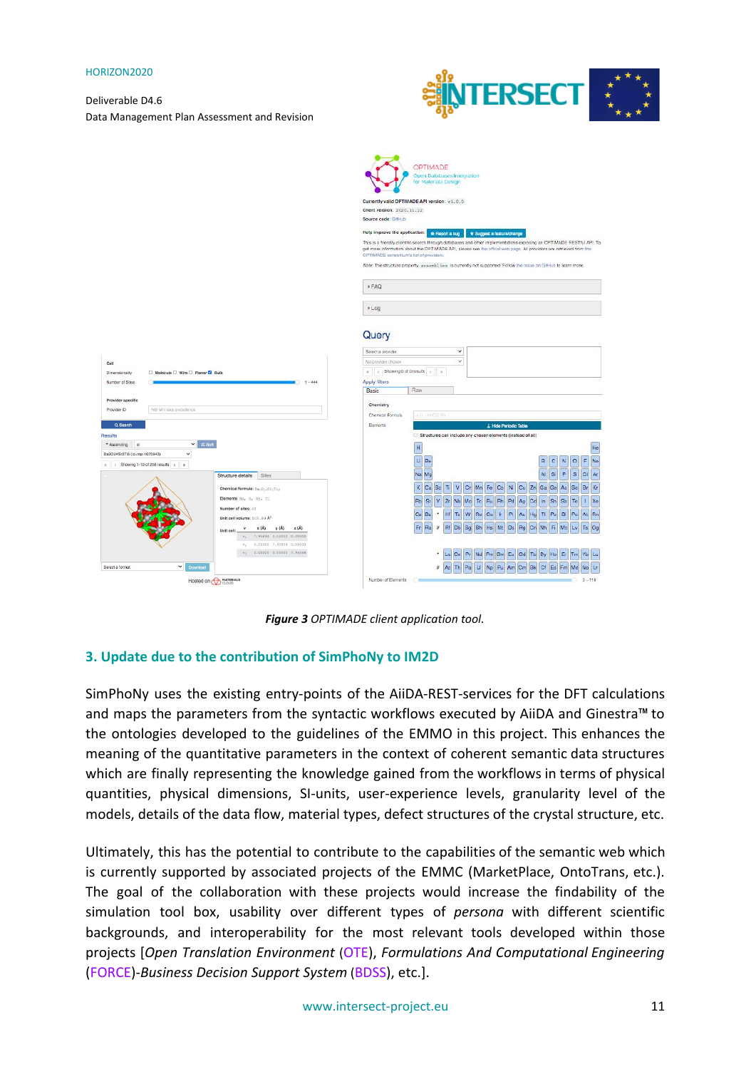*Figure 3 OPTIMADE client application tool.*

## 3. Update due to the contribution of SimPhoNy to IM2D

SimPhoNy uses the existing entry-points of the AiiDA-REST-services for the DFT calculations and maps the parameters from the syntactic workflows executed by AiiDA and Ginestra™ to the ontologies developed to the guidelines of the EMMO in this project. This enhances the meaning of the quantitative parameters in the context of coherent semantic data structures which are finally representing the knowledge gained from the workflows in terms of physical quantities, physical dimensions, SI-units, user-experience levels, granularity level of the models, details of the data flow, material types, defect structures of the crystal structure, etc.

Ultimately, this has the potential to contribute to the capabilities of the semantic web which is currently supported by associated projects of the EMMC (MarketPlace, OntoTrans, etc.). The goal of the collaboration with these projects would increase the findability of the simulation tool box, usability over different types of *persona* with different scientific backgrounds, and interoperability for the most relevant tools developed within those projects [*Open Translation Environment* (OTE), *Formulations And Computational Engineering* (FORCE)-*Business Decision Support System* (BDSS), etc.].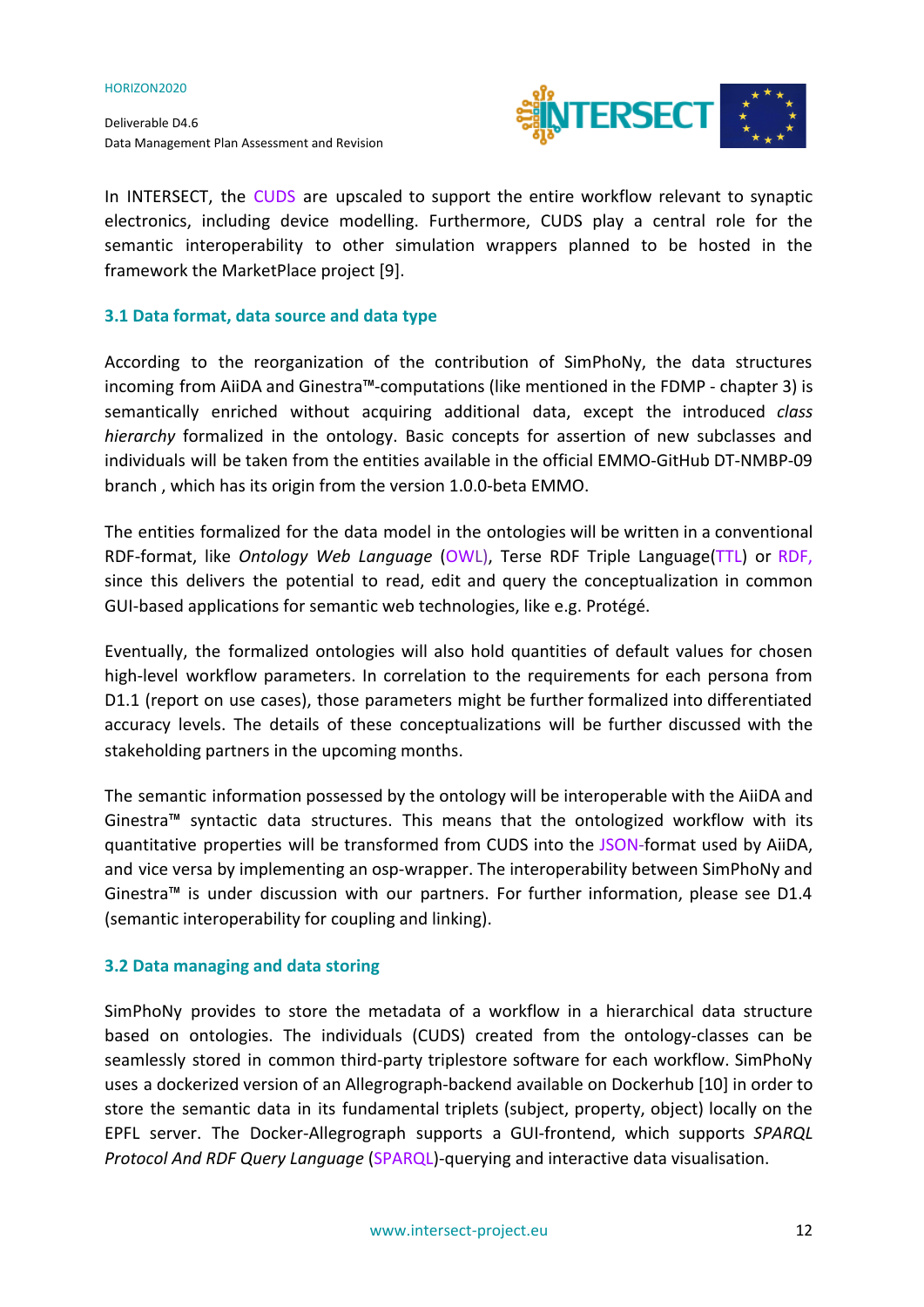In INTERSECT, the CUDS are upscaled to support the entire workflow relevant to synaptic electronics, including device modelling. Furthermore, CUDS play a central role for the semantic interoperability to other simulation wrappers planned to be hosted in the framework the MarketPlace project [9].

### 3.1 Data format, data source and data type

According to the reorganization of the contribution of SimPhoNy, the data structures incoming from AiiDA and Ginestra™-computations (like mentioned in the FDMP - chapter 3) is semantically enriched without acquiring additional data, except the introduced *class hierarchy* formalized in the ontology. Basic concepts for assertion of new subclasses and individuals will be taken from the entities available in the official EMMO-GitHub DT-NMBP-09 branch , which has its origin from the version 1.0.0-beta EMMO.

The entities formalized for the data model in the ontologies will be written in a conventional RDF-format, like *Ontology Web Language* (OWL), Terse RDF Triple Language(TTL) or RDF, since this delivers the potential to read, edit and query the conceptualization in common GUI-based applications for semantic web technologies, like e.g. Protégé.

Eventually, the formalized ontologies will also hold quantities of default values for chosen high-level workflow parameters. In correlation to the requirements for each persona from D1.1 (report on use cases), those parameters might be further formalized into differentiated accuracy levels. The details of these conceptualizations will be further discussed with the stakeholding partners in the upcoming months.

The semantic information possessed by the ontology will be interoperable with the AiiDA and Ginestra™ syntactic data structures. This means that the ontologized workflow with its quantitative properties will be transformed from CUDS into the JSON-format used by AiiDA, and vice versa by implementing an osp-wrapper. The interoperability between SimPhoNy and Ginestra™ is under discussion with our partners. For further information, please see D1.4 (semantic interoperability for coupling and linking).

### 3.2 Data managing and data storing

SimPhoNy provides to store the metadata of a workflow in a hierarchical data structure based on ontologies. The individuals (CUDS) created from the ontology-classes can be seamlessly stored in common third-party triplestore software for each workflow. SimPhoNy uses a dockerized version of an Allegrograph-backend available on Dockerhub [10] in order to store the semantic data in its fundamental triplets (subject, property, object) locally on the EPFL server. The Docker-Allegrograph supports a GUI-frontend, which supports *SPARQL Protocol And RDF Query Language* (SPARQL)-querying and interactive data visualisation.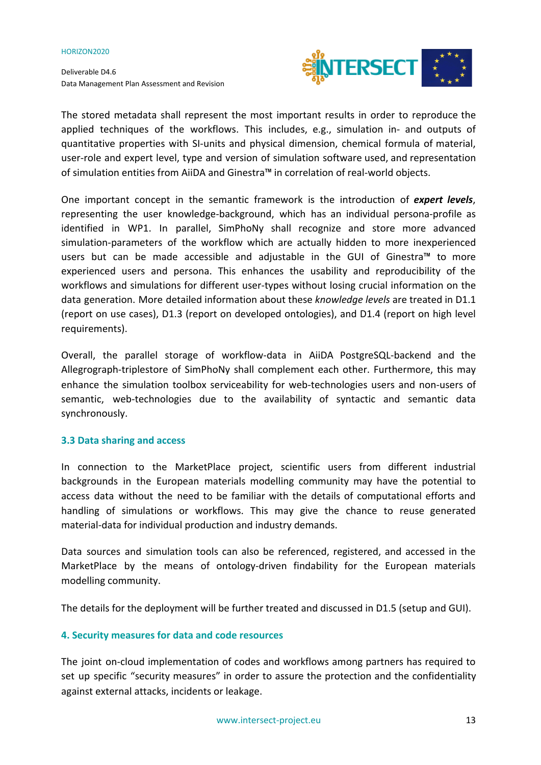The stored metadata shall represent the most important results in order to reproduce the applied techniques of the workflows. This includes, e.g., simulation in- and outputs of quantitative properties with SI-units and physical dimension, chemical formula of material, user-role and expert level, type and version of simulation software used, and representation of simulation entities from AiiDA and Ginestra™ in correlation of real-world objects.

One important concept in the semantic framework is the introduction of ***expert levels***, representing the user knowledge-background, which has an individual persona-profile as identified in WP1. In parallel, SimPhoNy shall recognize and store more advanced simulation-parameters of the workflow which are actually hidden to more inexperienced users but can be made accessible and adjustable in the GUI of Ginestra™ to more experienced users and persona. This enhances the usability and reproducibility of the workflows and simulations for different user-types without losing crucial information on the data generation. More detailed information about these *knowledge levels* are treated in D1.1 (report on use cases), D1.3 (report on developed ontologies), and D1.4 (report on high level requirements).

Overall, the parallel storage of workflow-data in AiiDA PostgreSQL-backend and the Allegrograph-triplestore of SimPhoNy shall complement each other. Furthermore, this may enhance the simulation toolbox serviceability for web-technologies users and non-users of semantic, web-technologies due to the availability of syntactic and semantic data synchronously.

### 3.3 Data sharing and access

In connection to the MarketPlace project, scientific users from different industrial backgrounds in the European materials modelling community may have the potential to access data without the need to be familiar with the details of computational efforts and handling of simulations or workflows. This may give the chance to reuse generated material-data for individual production and industry demands.

Data sources and simulation tools can also be referenced, registered, and accessed in the MarketPlace by the means of ontology-driven findability for the European materials modelling community.

The details for the deployment will be further treated and discussed in D1.5 (setup and GUI).

## 4. Security measures for data and code resources

The joint on-cloud implementation of codes and workflows among partners has required to set up specific “security measures” in order to assure the protection and the confidentiality against external attacks, incidents or leakage.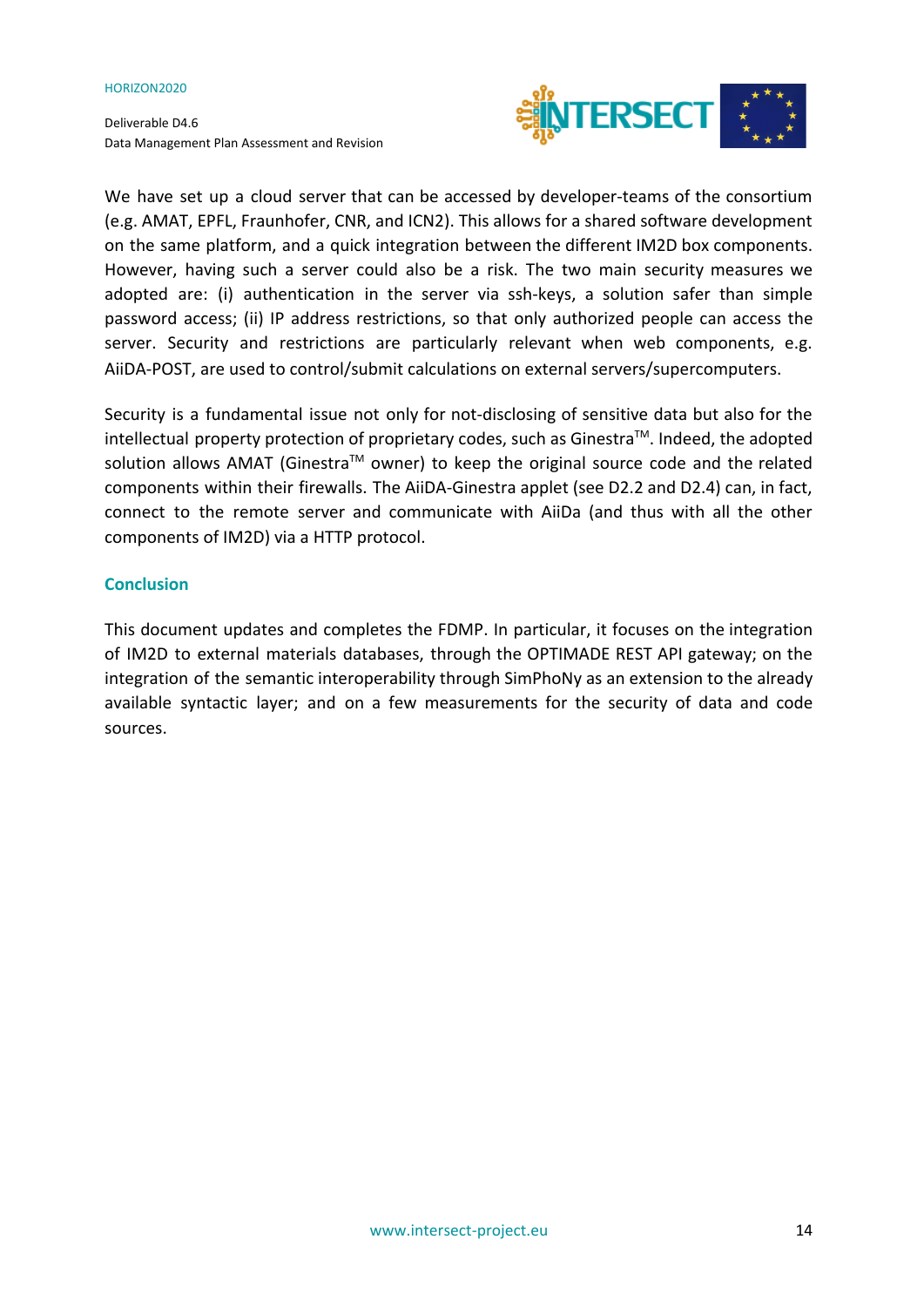We have set up a cloud server that can be accessed by developer-teams of the consortium (e.g. AMAT, EPFL, Fraunhofer, CNR, and ICN2). This allows for a shared software development on the same platform, and a quick integration between the different IM2D box components. However, having such a server could also be a risk. The two main security measures we adopted are: (i) authentication in the server via ssh-keys, a solution safer than simple password access; (ii) IP address restrictions, so that only authorized people can access the server. Security and restrictions are particularly relevant when web components, e.g. AiiDA-POST, are used to control/submit calculations on external servers/supercomputers.

Security is a fundamental issue not only for not-disclosing of sensitive data but also for the intellectual property protection of proprietary codes, such as Ginestra™. Indeed, the adopted solution allows AMAT (Ginestra™ owner) to keep the original source code and the related components within their firewalls. The AiiDA-Ginestra applet (see D2.2 and D2.4) can, in fact, connect to the remote server and communicate with AiiDa (and thus with all the other components of IM2D) via a HTTP protocol.

## Conclusion

This document updates and completes the FDMP. In particular, it focuses on the integration of IM2D to external materials databases, through the OPTIMADE REST API gateway; on the integration of the semantic interoperability through SimPhoNy as an extension to the already available syntactic layer; and on a few measurements for the security of data and code sources.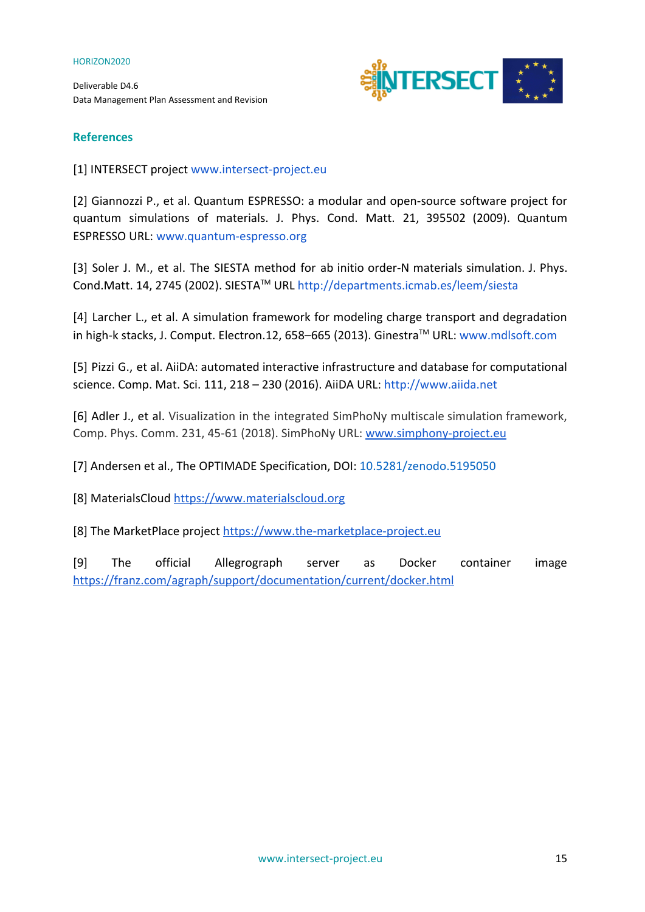## References

[1] INTERSECT project www.intersect-project.eu

[2] Giannozzi P., et al. Quantum ESPRESSO: a modular and open-source software project for quantum simulations of materials. J. Phys. Cond. Matt. 21, 395502 (2009). Quantum ESPRESSO URL: www.quantum-espresso.org

[3] Soler J. M., et al. The SIESTA method for ab initio order-N materials simulation. J. Phys. Cond.Matt. 14, 2745 (2002). SIESTA™ URL http://departments.icmab.es/leem/siesta

[4] Larcher L., et al. A simulation framework for modeling charge transport and degradation in high-k stacks, J. Comput. Electron.12, 658–665 (2013). Ginestra™ URL: www.mdlsoft.com

[5] Pizzi G., et al. AiiDA: automated interactive infrastructure and database for computational science. Comp. Mat. Sci. 111, 218 – 230 (2016). AiiDA URL: http://www.aiida.net

[6] Adler J., et al. Visualization in the integrated SimPhoNy multiscale simulation framework, Comp. Phys. Comm. 231, 45-61 (2018). SimPhoNy URL: www.simphony-project.eu

[7] Andersen et al., The OPTIMADE Specification, DOI: 10.5281/zenodo.5195050

[8] MaterialsCloud https://www.materialscloud.org

[8] The MarketPlace project https://www.the-marketplace-project.eu

[9] The official Allegrograph server as Docker container image https://franz.com/agraph/support/documentation/current/docker.html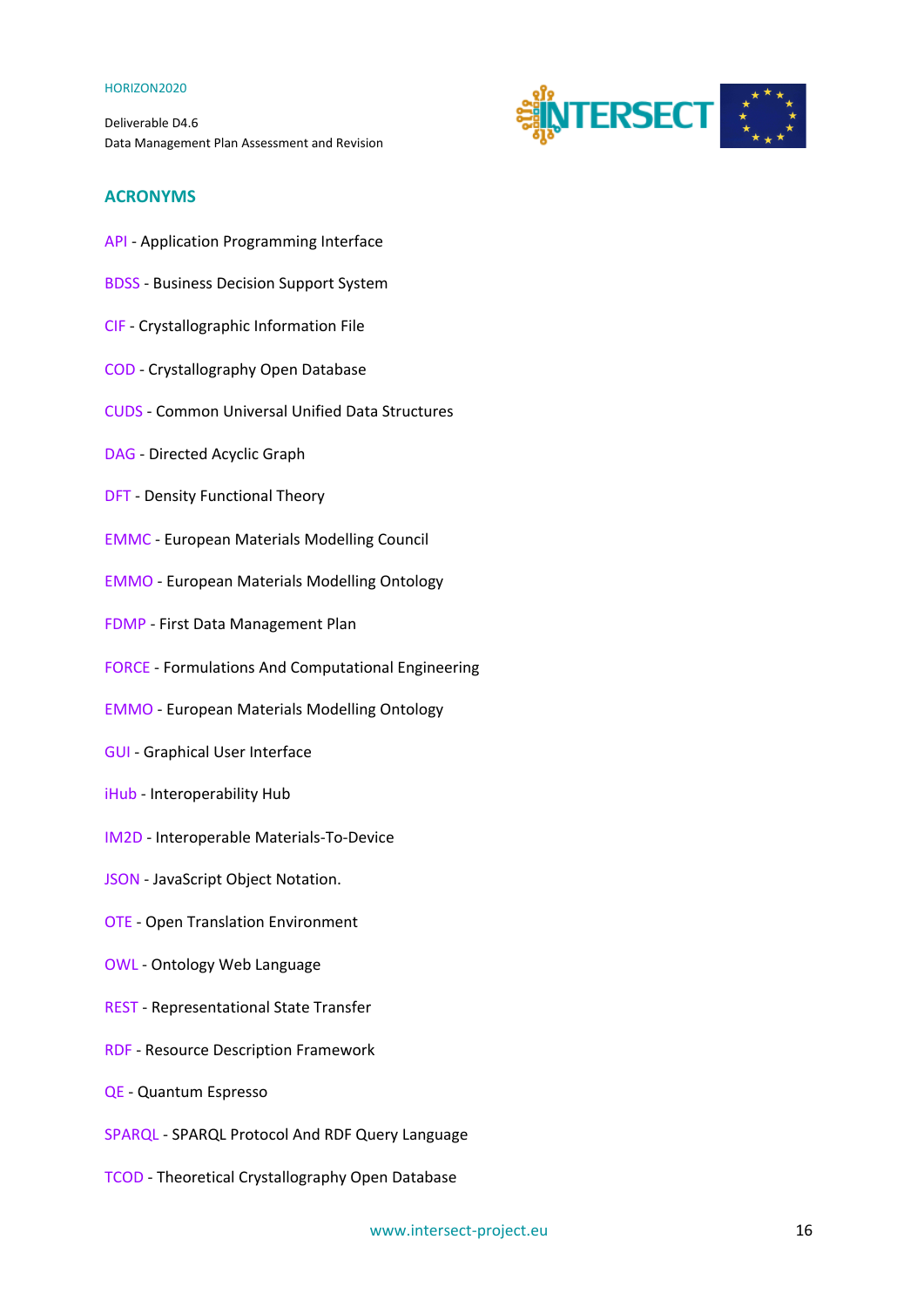## ACRONYMS

API - Application Programming Interface

BDSS - Business Decision Support System

CIF - Crystallographic Information File

COD - Crystallography Open Database

CUDS - Common Universal Unified Data Structures

DAG - Directed Acyclic Graph

DFT - Density Functional Theory

EMMC - European Materials Modelling Council

EMMO - European Materials Modelling Ontology

FDMP - First Data Management Plan

FORCE - Formulations And Computational Engineering

EMMO - European Materials Modelling Ontology

GUI - Graphical User Interface

iHub - Interoperability Hub

IM2D - Interoperable Materials-To-Device

JSON - JavaScript Object Notation.

OTE - Open Translation Environment

OWL - Ontology Web Language

REST - Representational State Transfer

RDF - Resource Description Framework

QE - Quantum Espresso

SPARQL - SPARQL Protocol And RDF Query Language

TCOD - Theoretical Crystallography Open Database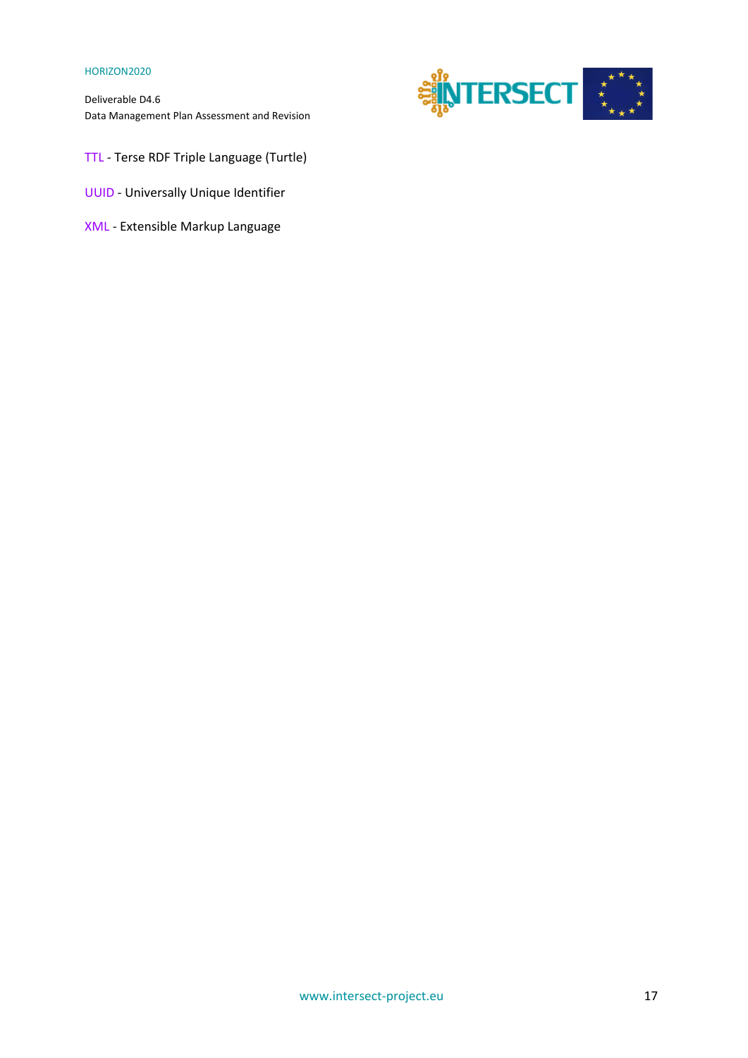TTL - Terse RDF Triple Language (Turtle)

UUID - Universally Unique Identifier

XML - Extensible Markup Language